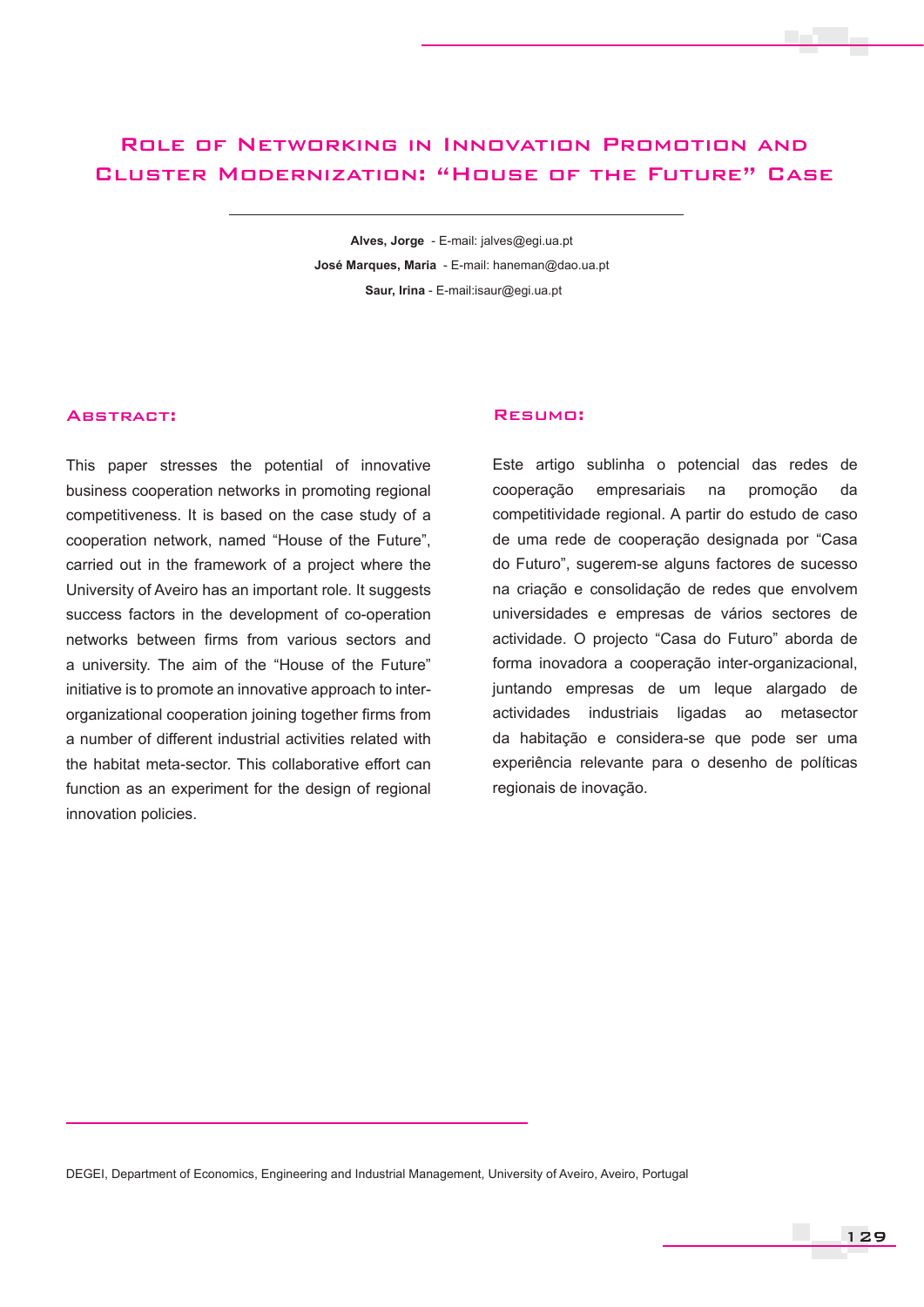# Role of Networking in Innovation Promotion and Cluster Modernization: "House of the Future" Case

**Alves, Jorge** - E-mail: jalves@egi.ua.pt

**José Marques, Maria** - E-mail: haneman@dao.ua.pt

**Saur, Irina** - E-mail:isaur@egi.ua.pt

## Abstract:

This paper stresses the potential of innovative business cooperation networks in promoting regional competitiveness. It is based on the case study of a cooperation network, named "House of the Future", carried out in the framework of a project where the University of Aveiro has an important role. It suggests success factors in the development of co-operation networks between firms from various sectors and a university. The aim of the "House of the Future" initiative is to promote an innovative approach to inter-organizational cooperation joining together firms from a number of different industrial activities related with the habitat meta-sector. This collaborative effort can function as an experiment for the design of regional innovation policies.

## Resumo:

Este artigo sublinha o potencial das redes de cooperação empresariais na promoção da competitividade regional. A partir do estudo de caso de uma rede de cooperação designada por "Casa do Futuro", sugerem-se alguns factores de sucesso na criação e consolidação de redes que envolvem universidades e empresas de vários sectores de actividade. O projecto "Casa do Futuro" aborda de forma inovadora a cooperação inter-organizacional, juntando empresas de um leque alargado de actividades industriais ligadas ao metasector da habitação e considera-se que pode ser uma experiência relevante para o desenho de políticas regionais de inovação.

DEGEI, Department of Economics, Engineering and Industrial Management, University of Aveiro, Aveiro, Portugal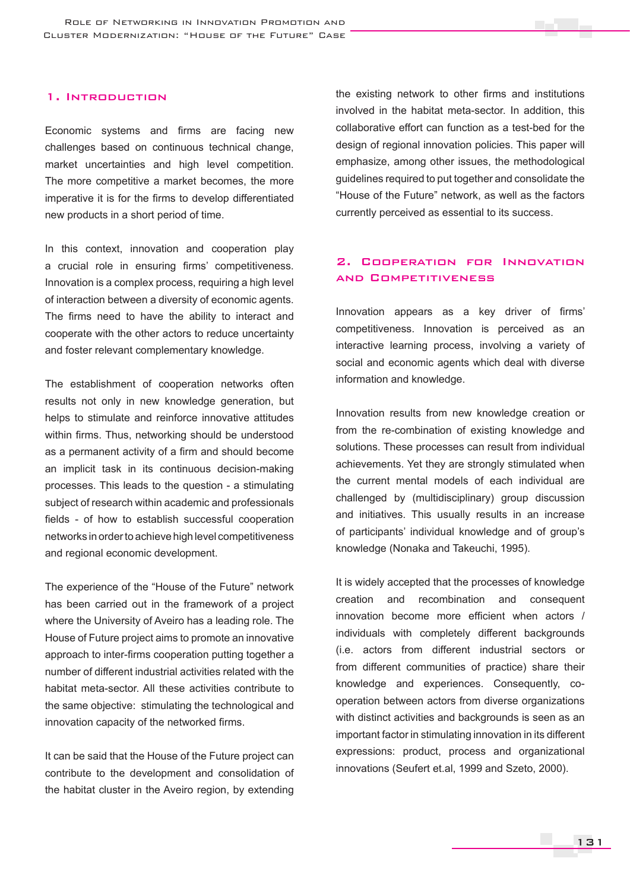## 1. Introduction

Economic systems and firms are facing new challenges based on continuous technical change, market uncertainties and high level competition. The more competitive a market becomes, the more imperative it is for the firms to develop differentiated new products in a short period of time.

In this context, innovation and cooperation play a crucial role in ensuring firms' competitiveness. Innovation is a complex process, requiring a high level of interaction between a diversity of economic agents. The firms need to have the ability to interact and cooperate with the other actors to reduce uncertainty and foster relevant complementary knowledge.

The establishment of cooperation networks often results not only in new knowledge generation, but helps to stimulate and reinforce innovative attitudes within firms. Thus, networking should be understood as a permanent activity of a firm and should become an implicit task in its continuous decision-making processes. This leads to the question - a stimulating subject of research within academic and professionals fields - of how to establish successful cooperation networks in order to achieve high level competitiveness and regional economic development.

The experience of the "House of the Future" network has been carried out in the framework of a project where the University of Aveiro has a leading role. The House of Future project aims to promote an innovative approach to inter-firms cooperation putting together a number of different industrial activities related with the habitat meta-sector. All these activities contribute to the same objective: stimulating the technological and innovation capacity of the networked firms.

It can be said that the House of the Future project can contribute to the development and consolidation of the habitat cluster in the Aveiro region, by extending the existing network to other firms and institutions involved in the habitat meta-sector. In addition, this collaborative effort can function as a test-bed for the design of regional innovation policies. This paper will emphasize, among other issues, the methodological guidelines required to put together and consolidate the "House of the Future" network, as well as the factors currently perceived as essential to its success.

## 2. Cooperation for Innovation and Competitiveness

Innovation appears as a key driver of firms' competitiveness. Innovation is perceived as an interactive learning process, involving a variety of social and economic agents which deal with diverse information and knowledge.

Innovation results from new knowledge creation or from the re-combination of existing knowledge and solutions. These processes can result from individual achievements. Yet they are strongly stimulated when the current mental models of each individual are challenged by (multidisciplinary) group discussion and initiatives. This usually results in an increase of participants' individual knowledge and of group's knowledge (Nonaka and Takeuchi, 1995).

It is widely accepted that the processes of knowledge creation and recombination and consequent innovation become more efficient when actors / individuals with completely different backgrounds (i.e. actors from different industrial sectors or from different communities of practice) share their knowledge and experiences. Consequently, co-operation between actors from diverse organizations with distinct activities and backgrounds is seen as an important factor in stimulating innovation in its different expressions: product, process and organizational innovations (Seufert et.al, 1999 and Szeto, 2000).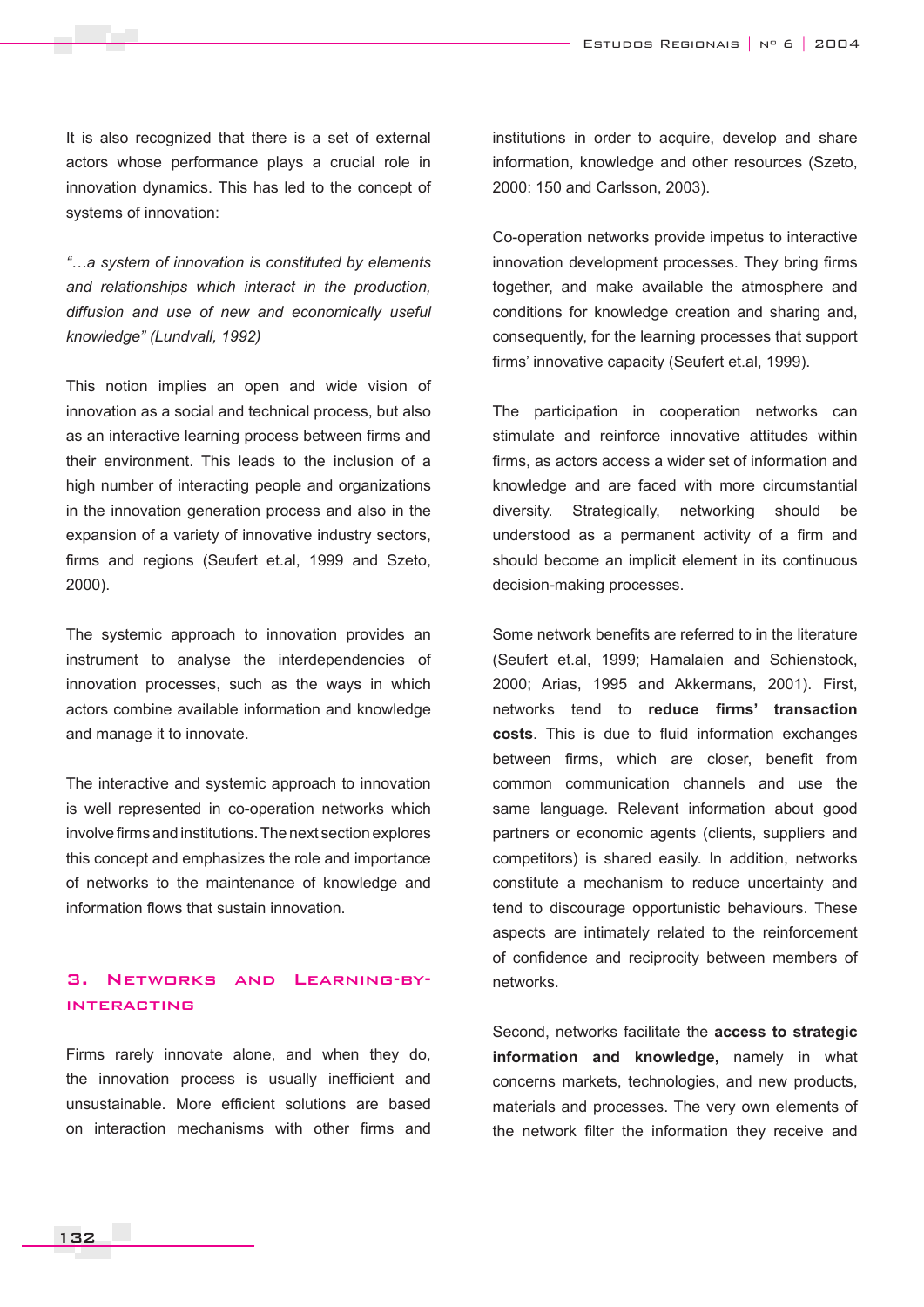It is also recognized that there is a set of external actors whose performance plays a crucial role in innovation dynamics. This has led to the concept of systems of innovation:

*"…a system of innovation is constituted by elements and relationships which interact in the production, diffusion and use of new and economically useful knowledge" (Lundvall, 1992)*

This notion implies an open and wide vision of innovation as a social and technical process, but also as an interactive learning process between firms and their environment. This leads to the inclusion of a high number of interacting people and organizations in the innovation generation process and also in the expansion of a variety of innovative industry sectors, firms and regions (Seufert et.al, 1999 and Szeto, 2000).

The systemic approach to innovation provides an instrument to analyse the interdependencies of innovation processes, such as the ways in which actors combine available information and knowledge and manage it to innovate.

The interactive and systemic approach to innovation is well represented in co-operation networks which involve firms and institutions. The next section explores this concept and emphasizes the role and importance of networks to the maintenance of knowledge and information flows that sustain innovation.

## 3. Networks and Learning-by-Interacting

Firms rarely innovate alone, and when they do, the innovation process is usually inefficient and unsustainable. More efficient solutions are based on interaction mechanisms with other firms and institutions in order to acquire, develop and share information, knowledge and other resources (Szeto, 2000: 150 and Carlsson, 2003).

Co-operation networks provide impetus to interactive innovation development processes. They bring firms together, and make available the atmosphere and conditions for knowledge creation and sharing and, consequently, for the learning processes that support firms' innovative capacity (Seufert et.al, 1999).

The participation in cooperation networks can stimulate and reinforce innovative attitudes within firms, as actors access a wider set of information and knowledge and are faced with more circumstantial diversity. Strategically, networking should be understood as a permanent activity of a firm and should become an implicit element in its continuous decision-making processes.

Some network benefits are referred to in the literature (Seufert et.al, 1999; Hamalaien and Schienstock, 2000; Arias, 1995 and Akkermans, 2001). First, networks tend to **reduce firms' transaction costs**. This is due to fluid information exchanges between firms, which are closer, benefit from common communication channels and use the same language. Relevant information about good partners or economic agents (clients, suppliers and competitors) is shared easily. In addition, networks constitute a mechanism to reduce uncertainty and tend to discourage opportunistic behaviours. These aspects are intimately related to the reinforcement of confidence and reciprocity between members of networks.

Second, networks facilitate the **access to strategic information and knowledge,** namely in what concerns markets, technologies, and new products, materials and processes. The very own elements of the network filter the information they receive and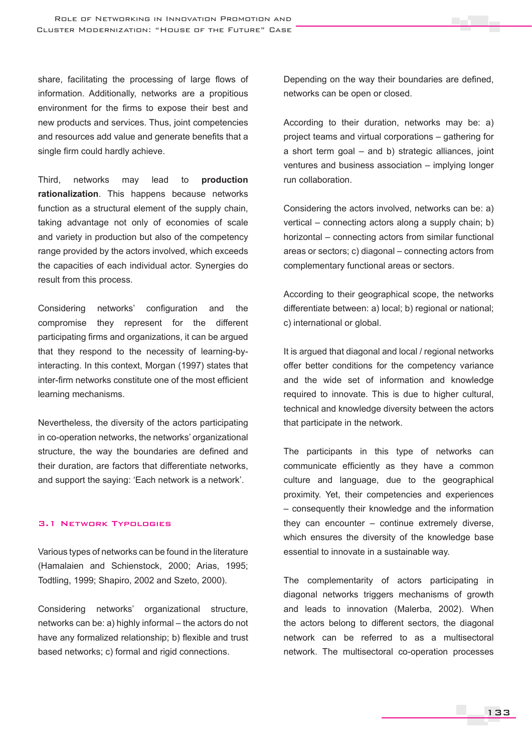share, facilitating the processing of large flows of information. Additionally, networks are a propitious environment for the firms to expose their best and new products and services. Thus, joint competencies and resources add value and generate benefits that a single firm could hardly achieve.

Third, networks may lead to **production rationalization**. This happens because networks function as a structural element of the supply chain, taking advantage not only of economies of scale and variety in production but also of the competency range provided by the actors involved, which exceeds the capacities of each individual actor. Synergies do result from this process.

Considering networks' configuration and the compromise they represent for the different participating firms and organizations, it can be argued that they respond to the necessity of learning-by-interacting. In this context, Morgan (1997) states that inter-firm networks constitute one of the most efficient learning mechanisms.

Nevertheless, the diversity of the actors participating in co-operation networks, the networks' organizational structure, the way the boundaries are defined and their duration, are factors that differentiate networks, and support the saying: 'Each network is a network'.

### 3.1 Network Typologies

Various types of networks can be found in the literature (Hamalaien and Schienstock, 2000; Arias, 1995; Todtling, 1999; Shapiro, 2002 and Szeto, 2000).

Considering networks' organizational structure, networks can be: a) highly informal – the actors do not have any formalized relationship; b) flexible and trust based networks; c) formal and rigid connections.

Depending on the way their boundaries are defined, networks can be open or closed.

According to their duration, networks may be: a) project teams and virtual corporations – gathering for a short term goal – and b) strategic alliances, joint ventures and business association – implying longer run collaboration.

Considering the actors involved, networks can be: a) vertical – connecting actors along a supply chain; b) horizontal – connecting actors from similar functional areas or sectors; c) diagonal – connecting actors from complementary functional areas or sectors.

According to their geographical scope, the networks differentiate between: a) local; b) regional or national; c) international or global.

It is argued that diagonal and local / regional networks offer better conditions for the competency variance and the wide set of information and knowledge required to innovate. This is due to higher cultural, technical and knowledge diversity between the actors that participate in the network.

The participants in this type of networks can communicate efficiently as they have a common culture and language, due to the geographical proximity. Yet, their competencies and experiences – consequently their knowledge and the information they can encounter – continue extremely diverse, which ensures the diversity of the knowledge base essential to innovate in a sustainable way.

The complementarity of actors participating in diagonal networks triggers mechanisms of growth and leads to innovation (Malerba, 2002). When the actors belong to different sectors, the diagonal network can be referred to as a multisectoral network. The multisectoral co-operation processes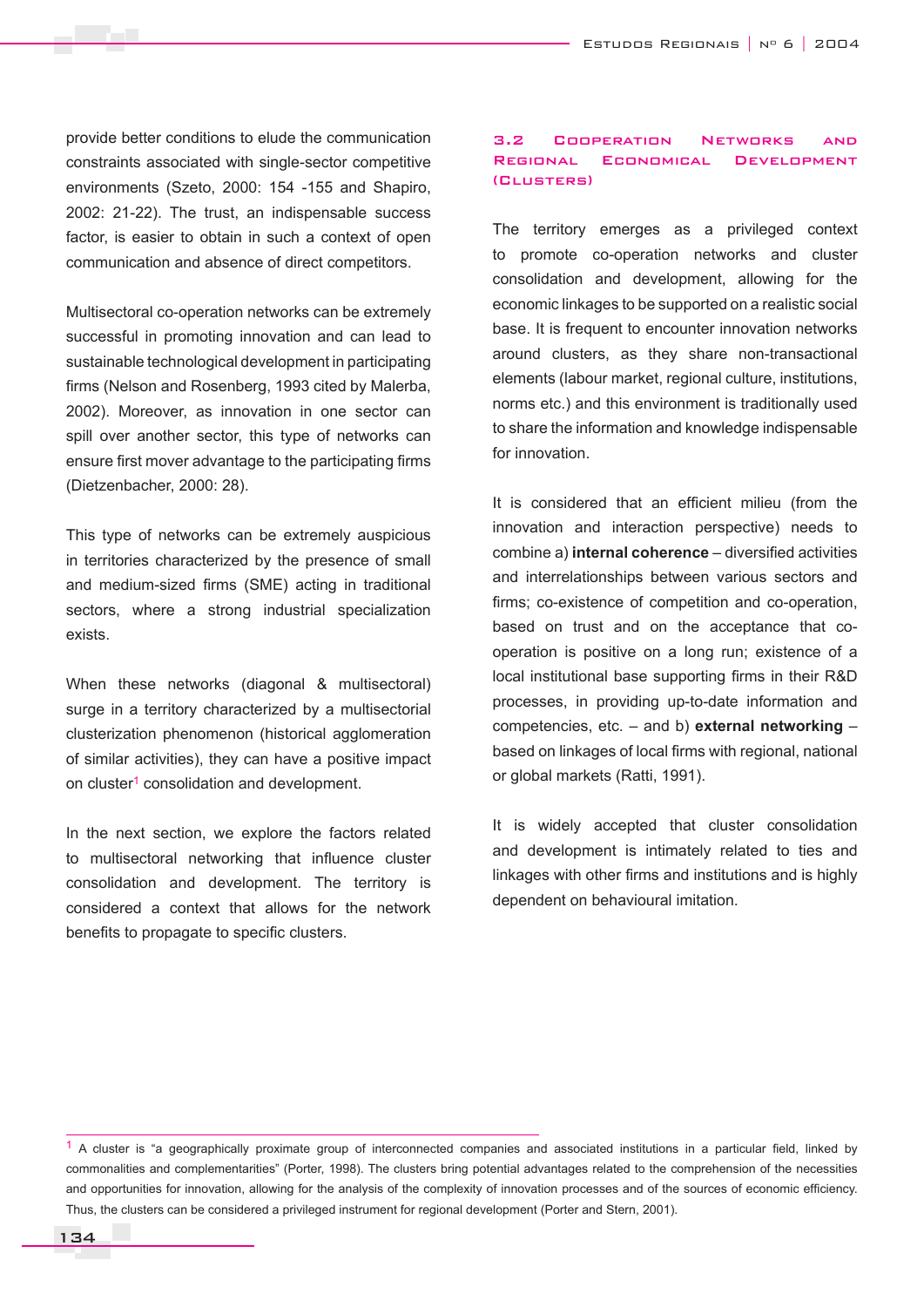provide better conditions to elude the communication constraints associated with single-sector competitive environments (Szeto, 2000: 154 -155 and Shapiro, 2002: 21-22). The trust, an indispensable success factor, is easier to obtain in such a context of open communication and absence of direct competitors.

Multisectoral co-operation networks can be extremely successful in promoting innovation and can lead to sustainable technological development in participating firms (Nelson and Rosenberg, 1993 cited by Malerba, 2002). Moreover, as innovation in one sector can spill over another sector, this type of networks can ensure first mover advantage to the participating firms (Dietzenbacher, 2000: 28).

This type of networks can be extremely auspicious in territories characterized by the presence of small and medium-sized firms (SME) acting in traditional sectors, where a strong industrial specialization exists.

When these networks (diagonal & multisectoral) surge in a territory characterized by a multisectorial clusterization phenomenon (historical agglomeration of similar activities), they can have a positive impact on cluster[1] consolidation and development.

In the next section, we explore the factors related to multisectoral networking that influence cluster consolidation and development. The territory is considered a context that allows for the network benefits to propagate to specific clusters.

### 3.2 Cooperation Networks and Regional Economical Development (Clusters)

The territory emerges as a privileged context to promote co-operation networks and cluster consolidation and development, allowing for the economic linkages to be supported on a realistic social base. It is frequent to encounter innovation networks around clusters, as they share non-transactional elements (labour market, regional culture, institutions, norms etc.) and this environment is traditionally used to share the information and knowledge indispensable for innovation.

It is considered that an efficient milieu (from the innovation and interaction perspective) needs to combine a) **internal coherence** – diversified activities and interrelationships between various sectors and firms; co-existence of competition and co-operation, based on trust and on the acceptance that co-operation is positive on a long run; existence of a local institutional base supporting firms in their R&D processes, in providing up-to-date information and competencies, etc. – and b) **external networking** – based on linkages of local firms with regional, national or global markets (Ratti, 1991).

It is widely accepted that cluster consolidation and development is intimately related to ties and linkages with other firms and institutions and is highly dependent on behavioural imitation.

---

[1] A cluster is "a geographically proximate group of interconnected companies and associated institutions in a particular field, linked by commonalities and complementarities" (Porter, 1998). The clusters bring potential advantages related to the comprehension of the necessities and opportunities for innovation, allowing for the analysis of the complexity of innovation processes and of the sources of economic efficiency. Thus, the clusters can be considered a privileged instrument for regional development (Porter and Stern, 2001).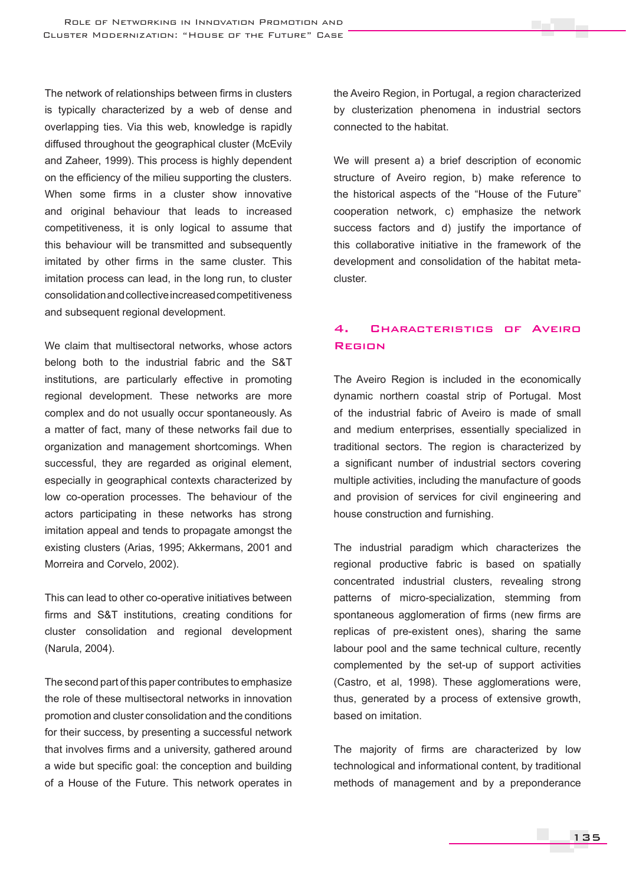The network of relationships between firms in clusters is typically characterized by a web of dense and overlapping ties. Via this web, knowledge is rapidly diffused throughout the geographical cluster (McEvily and Zaheer, 1999). This process is highly dependent on the efficiency of the milieu supporting the clusters. When some firms in a cluster show innovative and original behaviour that leads to increased competitiveness, it is only logical to assume that this behaviour will be transmitted and subsequently imitated by other firms in the same cluster. This imitation process can lead, in the long run, to cluster consolidation and collective increased competitiveness and subsequent regional development.

We claim that multisectoral networks, whose actors belong both to the industrial fabric and the S&T institutions, are particularly effective in promoting regional development. These networks are more complex and do not usually occur spontaneously. As a matter of fact, many of these networks fail due to organization and management shortcomings. When successful, they are regarded as original element, especially in geographical contexts characterized by low co-operation processes. The behaviour of the actors participating in these networks has strong imitation appeal and tends to propagate amongst the existing clusters (Arias, 1995; Akkermans, 2001 and Morreira and Corvelo, 2002).

This can lead to other co-operative initiatives between firms and S&T institutions, creating conditions for cluster consolidation and regional development (Narula, 2004).

The second part of this paper contributes to emphasize the role of these multisectoral networks in innovation promotion and cluster consolidation and the conditions for their success, by presenting a successful network that involves firms and a university, gathered around a wide but specific goal: the conception and building of a House of the Future. This network operates in the Aveiro Region, in Portugal, a region characterized by clusterization phenomena in industrial sectors connected to the habitat.

We will present a) a brief description of economic structure of Aveiro region, b) make reference to the historical aspects of the "House of the Future" cooperation network, c) emphasize the network success factors and d) justify the importance of this collaborative initiative in the framework of the development and consolidation of the habitat meta-cluster.

## 4. Characteristics of Aveiro Region

The Aveiro Region is included in the economically dynamic northern coastal strip of Portugal. Most of the industrial fabric of Aveiro is made of small and medium enterprises, essentially specialized in traditional sectors. The region is characterized by a significant number of industrial sectors covering multiple activities, including the manufacture of goods and provision of services for civil engineering and house construction and furnishing.

The industrial paradigm which characterizes the regional productive fabric is based on spatially concentrated industrial clusters, revealing strong patterns of micro-specialization, stemming from spontaneous agglomeration of firms (new firms are replicas of pre-existent ones), sharing the same labour pool and the same technical culture, recently complemented by the set-up of support activities (Castro, et al, 1998). These agglomerations were, thus, generated by a process of extensive growth, based on imitation.

The majority of firms are characterized by low technological and informational content, by traditional methods of management and by a preponderance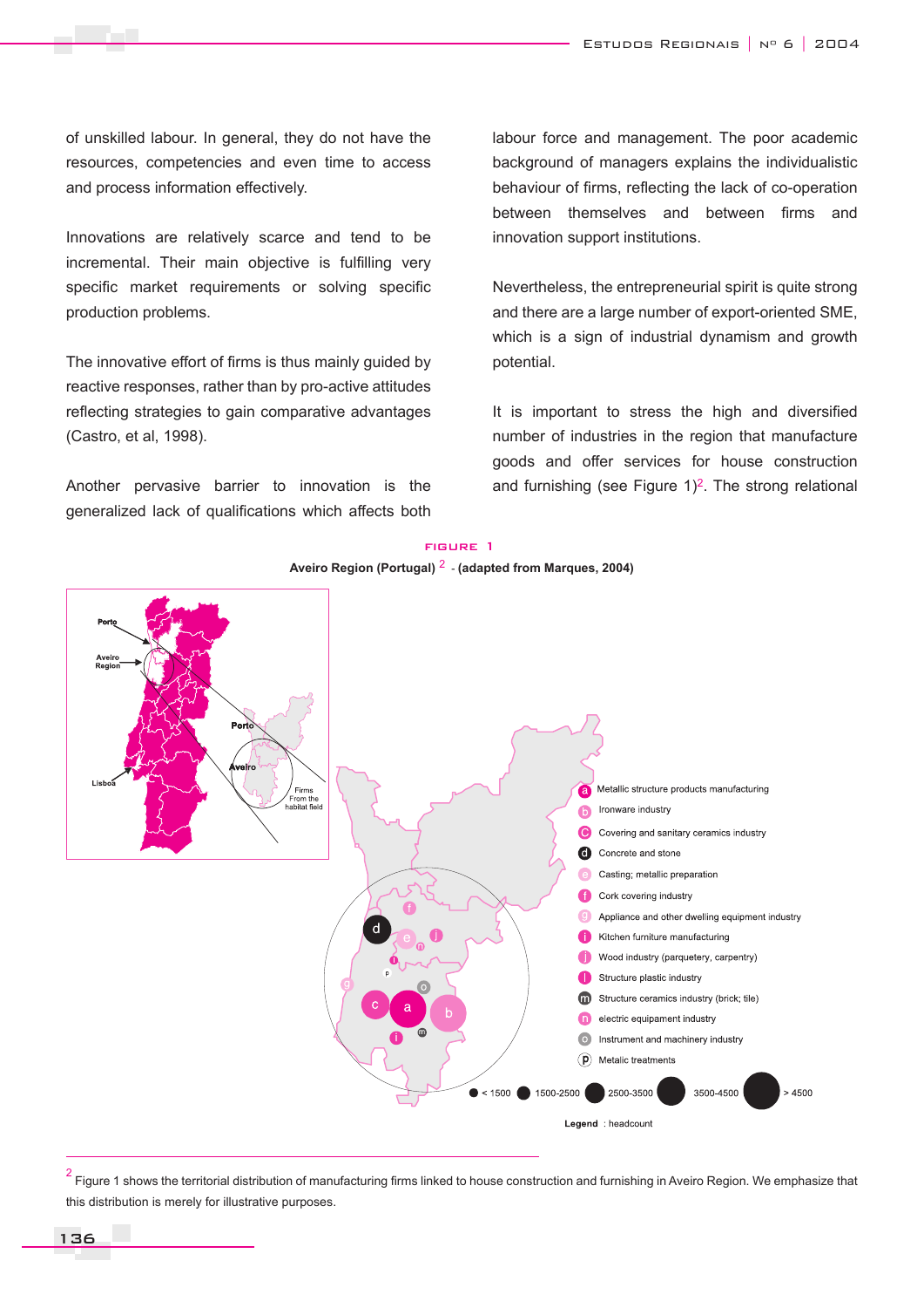of unskilled labour. In general, they do not have the resources, competencies and even time to access and process information effectively.

Innovations are relatively scarce and tend to be incremental. Their main objective is fulfilling very specific market requirements or solving specific production problems.

The innovative effort of firms is thus mainly guided by reactive responses, rather than by pro-active attitudes reflecting strategies to gain comparative advantages (Castro, et al, 1998).

Another pervasive barrier to innovation is the generalized lack of qualifications which affects both labour force and management. The poor academic background of managers explains the individualistic behaviour of firms, reflecting the lack of co-operation between themselves and between firms and innovation support institutions.

Nevertheless, the entrepreneurial spirit is quite strong and there are a large number of export-oriented SME, which is a sign of industrial dynamism and growth potential.

It is important to stress the high and diversified number of industries in the region that manufacture goods and offer services for house construction and furnishing (see Figure 1)[2]. The strong relational

FIGURE 1

**Aveiro Region (Portugal)** [2] **- (adapted from Marques, 2004)**

- a — Metallic structure products manufacturing
- b — Ironware industry
- c — Covering and sanitary ceramics industry
- d — Concrete and stone
- e — Casting; metallic preparation
- f — Cork covering industry
- g — Appliance and other dwelling equipment industry
- h — Kitchen furniture manufacturing
- j — Wood industry (parquetery, carpentry)
- l — Structure plastic industry
- m — Structure ceramics industry (brick; tile)
- n — electric equipament industry
- o — Instrument and machinery industry
- p — Metalic treatments

< 1500 · 1500-2500 · 2500-3500 · 3500-4500 · > 4500

**Legend** : headcount

[2] Figure 1 shows the territorial distribution of manufacturing firms linked to house construction and furnishing in Aveiro Region. We emphasize that this distribution is merely for illustrative purposes.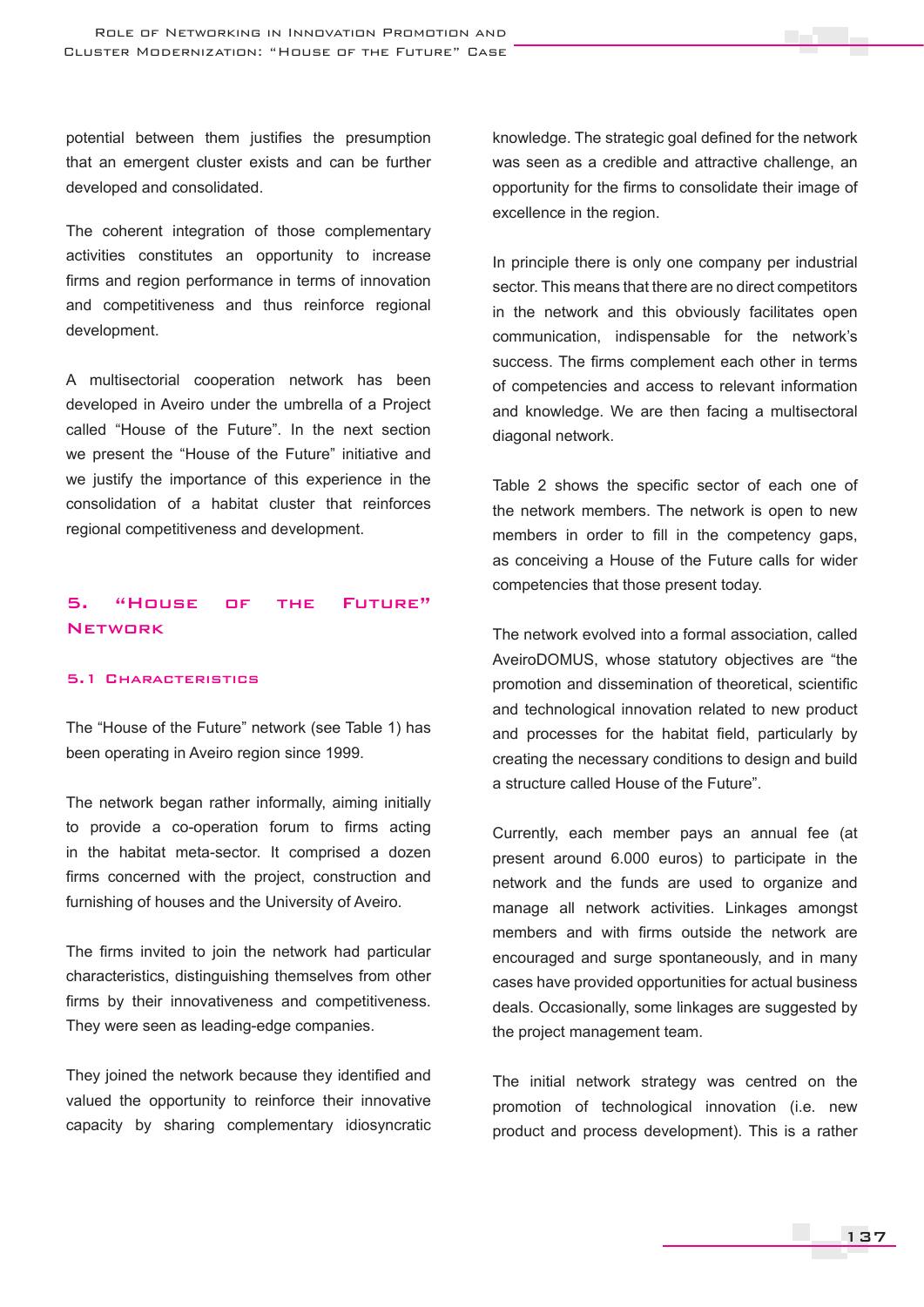potential between them justifies the presumption that an emergent cluster exists and can be further developed and consolidated.

The coherent integration of those complementary activities constitutes an opportunity to increase firms and region performance in terms of innovation and competitiveness and thus reinforce regional development.

A multisectorial cooperation network has been developed in Aveiro under the umbrella of a Project called "House of the Future". In the next section we present the "House of the Future" initiative and we justify the importance of this experience in the consolidation of a habitat cluster that reinforces regional competitiveness and development.

## 5. "House of the Future" Network

### 5.1 Characteristics

The "House of the Future" network (see Table 1) has been operating in Aveiro region since 1999.

The network began rather informally, aiming initially to provide a co-operation forum to firms acting in the habitat meta-sector. It comprised a dozen firms concerned with the project, construction and furnishing of houses and the University of Aveiro.

The firms invited to join the network had particular characteristics, distinguishing themselves from other firms by their innovativeness and competitiveness. They were seen as leading-edge companies.

They joined the network because they identified and valued the opportunity to reinforce their innovative capacity by sharing complementary idiosyncratic knowledge. The strategic goal defined for the network was seen as a credible and attractive challenge, an opportunity for the firms to consolidate their image of excellence in the region.

In principle there is only one company per industrial sector. This means that there are no direct competitors in the network and this obviously facilitates open communication, indispensable for the network's success. The firms complement each other in terms of competencies and access to relevant information and knowledge. We are then facing a multisectoral diagonal network.

Table 2 shows the specific sector of each one of the network members. The network is open to new members in order to fill in the competency gaps, as conceiving a House of the Future calls for wider competencies that those present today.

The network evolved into a formal association, called AveiroDOMUS, whose statutory objectives are "the promotion and dissemination of theoretical, scientific and technological innovation related to new product and processes for the habitat field, particularly by creating the necessary conditions to design and build a structure called House of the Future".

Currently, each member pays an annual fee (at present around 6.000 euros) to participate in the network and the funds are used to organize and manage all network activities. Linkages amongst members and with firms outside the network are encouraged and surge spontaneously, and in many cases have provided opportunities for actual business deals. Occasionally, some linkages are suggested by the project management team.

The initial network strategy was centred on the promotion of technological innovation (i.e. new product and process development). This is a rather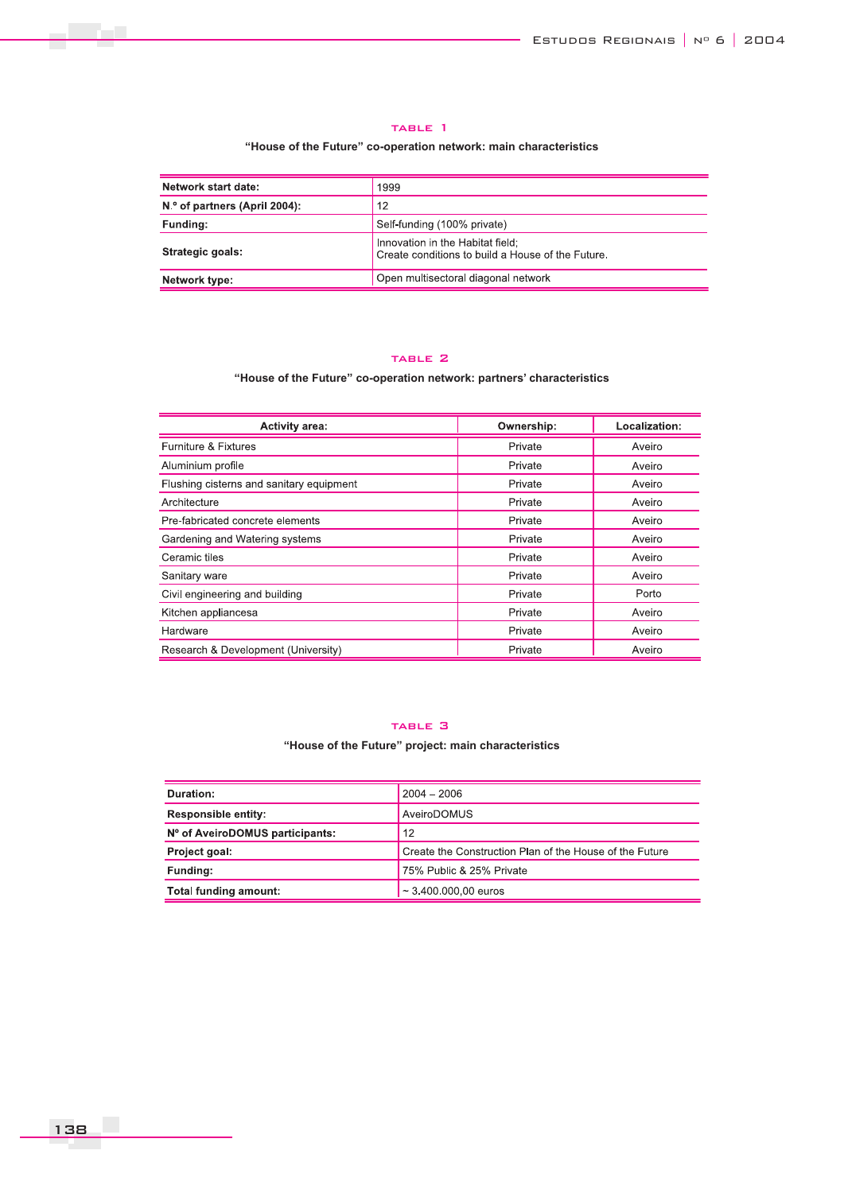**TABLE 1**

**"House of the Future" co-operation network: main characteristics**

| | |
|---|---|
| **Network start date:** | 1999 |
| **N.º of partners (April 2004):** | 12 |
| **Funding:** | Self-funding (100% private) |
| **Strategic goals:** | Innovation in the Habitat field;<br>Create conditions to build a House of the Future. |
| **Network type:** | Open multisectoral diagonal network |

**TABLE 2**

**"House of the Future" co-operation network: partners' characteristics**

| Activity area: | Ownership: | Localization: |
|---|---|---|
| Furniture & Fixtures | Private | Aveiro |
| Aluminium profile | Private | Aveiro |
| Flushing cisterns and sanitary equipment | Private | Aveiro |
| Architecture | Private | Aveiro |
| Pre-fabricated concrete elements | Private | Aveiro |
| Gardening and Watering systems | Private | Aveiro |
| Ceramic tiles | Private | Aveiro |
| Sanitary ware | Private | Aveiro |
| Civil engineering and building | Private | Porto |
| Kitchen appliancesa | Private | Aveiro |
| Hardware | Private | Aveiro |
| Research & Development (University) | Private | Aveiro |

**TABLE 3**

**"House of the Future" project: main characteristics**

| | |
|---|---|
| **Duration:** | 2004 – 2006 |
| **Responsible entity:** | AveiroDOMUS |
| **Nº of AveiroDOMUS participants:** | 12 |
| **Project goal:** | Create the Construction Plan of the House of the Future |
| **Funding:** | 75% Public & 25% Private |
| **Total funding amount:** | ~ 3.400.000,00 euros |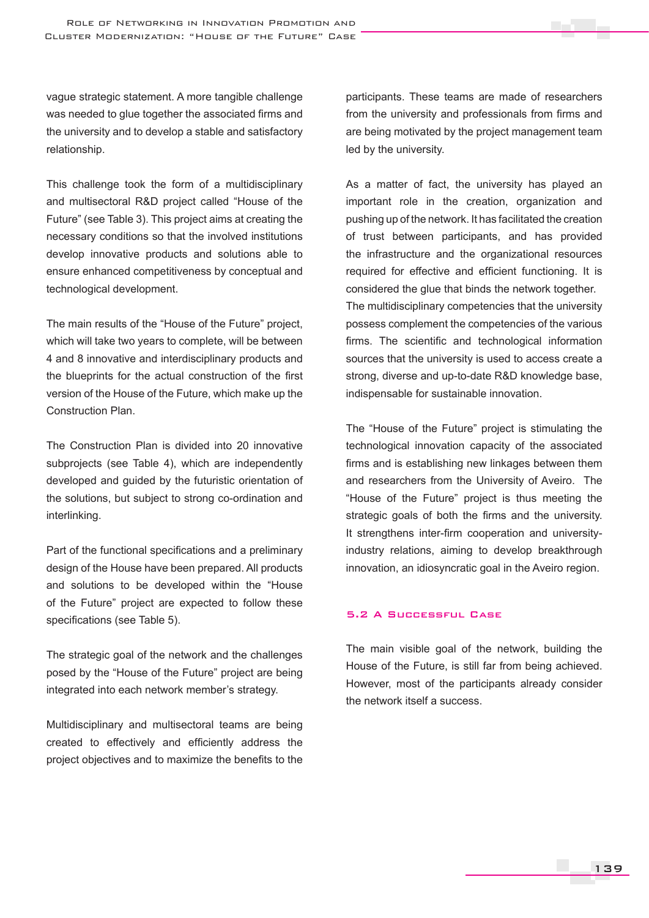vague strategic statement. A more tangible challenge was needed to glue together the associated firms and the university and to develop a stable and satisfactory relationship.

This challenge took the form of a multidisciplinary and multisectoral R&D project called "House of the Future" (see Table 3). This project aims at creating the necessary conditions so that the involved institutions develop innovative products and solutions able to ensure enhanced competitiveness by conceptual and technological development.

The main results of the "House of the Future" project, which will take two years to complete, will be between 4 and 8 innovative and interdisciplinary products and the blueprints for the actual construction of the first version of the House of the Future, which make up the Construction Plan.

The Construction Plan is divided into 20 innovative subprojects (see Table 4), which are independently developed and guided by the futuristic orientation of the solutions, but subject to strong co-ordination and interlinking.

Part of the functional specifications and a preliminary design of the House have been prepared. All products and solutions to be developed within the "House of the Future" project are expected to follow these specifications (see Table 5).

The strategic goal of the network and the challenges posed by the "House of the Future" project are being integrated into each network member's strategy.

Multidisciplinary and multisectoral teams are being created to effectively and efficiently address the project objectives and to maximize the benefits to the participants. These teams are made of researchers from the university and professionals from firms and are being motivated by the project management team led by the university.

As a matter of fact, the university has played an important role in the creation, organization and pushing up of the network. It has facilitated the creation of trust between participants, and has provided the infrastructure and the organizational resources required for effective and efficient functioning. It is considered the glue that binds the network together. The multidisciplinary competencies that the university possess complement the competencies of the various firms. The scientific and technological information sources that the university is used to access create a strong, diverse and up-to-date R&D knowledge base, indispensable for sustainable innovation.

The "House of the Future" project is stimulating the technological innovation capacity of the associated firms and is establishing new linkages between them and researchers from the University of Aveiro. The "House of the Future" project is thus meeting the strategic goals of both the firms and the university. It strengthens inter-firm cooperation and university-industry relations, aiming to develop breakthrough innovation, an idiosyncratic goal in the Aveiro region.

### 5.2 A Successful Case

The main visible goal of the network, building the House of the Future, is still far from being achieved. However, most of the participants already consider the network itself a success.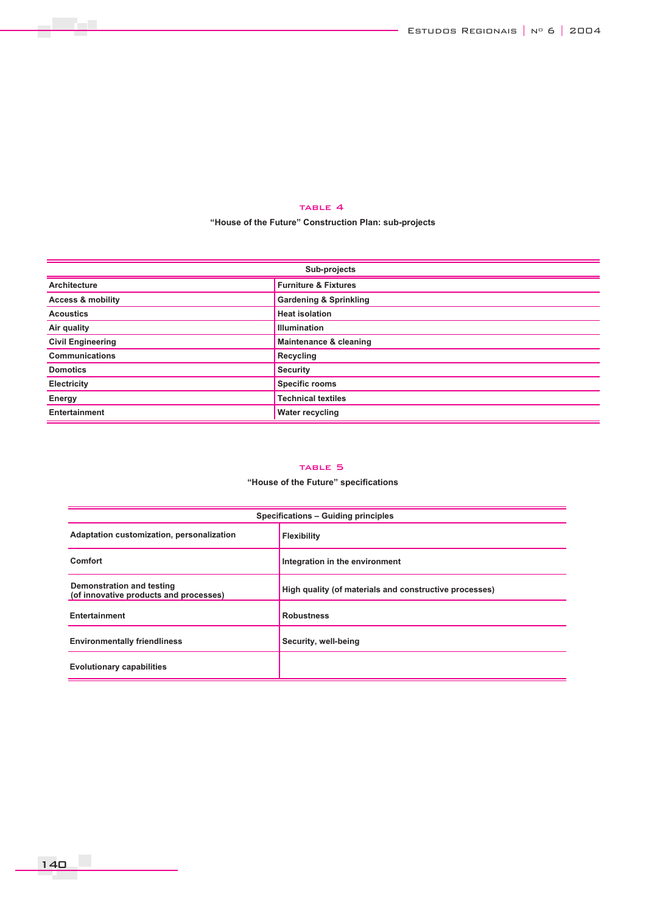TABLE 4

**"House of the Future" Construction Plan: sub-projects**

| Sub-projects | |
|---|---|
| Architecture | Furniture & Fixtures |
| Access & mobility | Gardening & Sprinkling |
| Acoustics | Heat isolation |
| Air quality | Illumination |
| Civil Engineering | Maintenance & cleaning |
| Communications | Recycling |
| Domotics | Security |
| Electricity | Specific rooms |
| Energy | Technical textiles |
| Entertainment | Water recycling |

TABLE 5

**"House of the Future" specifications**

| Specifications – Guiding principles | |
|---|---|
| Adaptation customization, personalization | Flexibility |
| Comfort | Integration in the environment |
| Demonstration and testing (of innovative products and processes) | High quality (of materials and constructive processes) |
| Entertainment | Robustness |
| Environmentally friendliness | Security, well-being |
| Evolutionary capabilities | |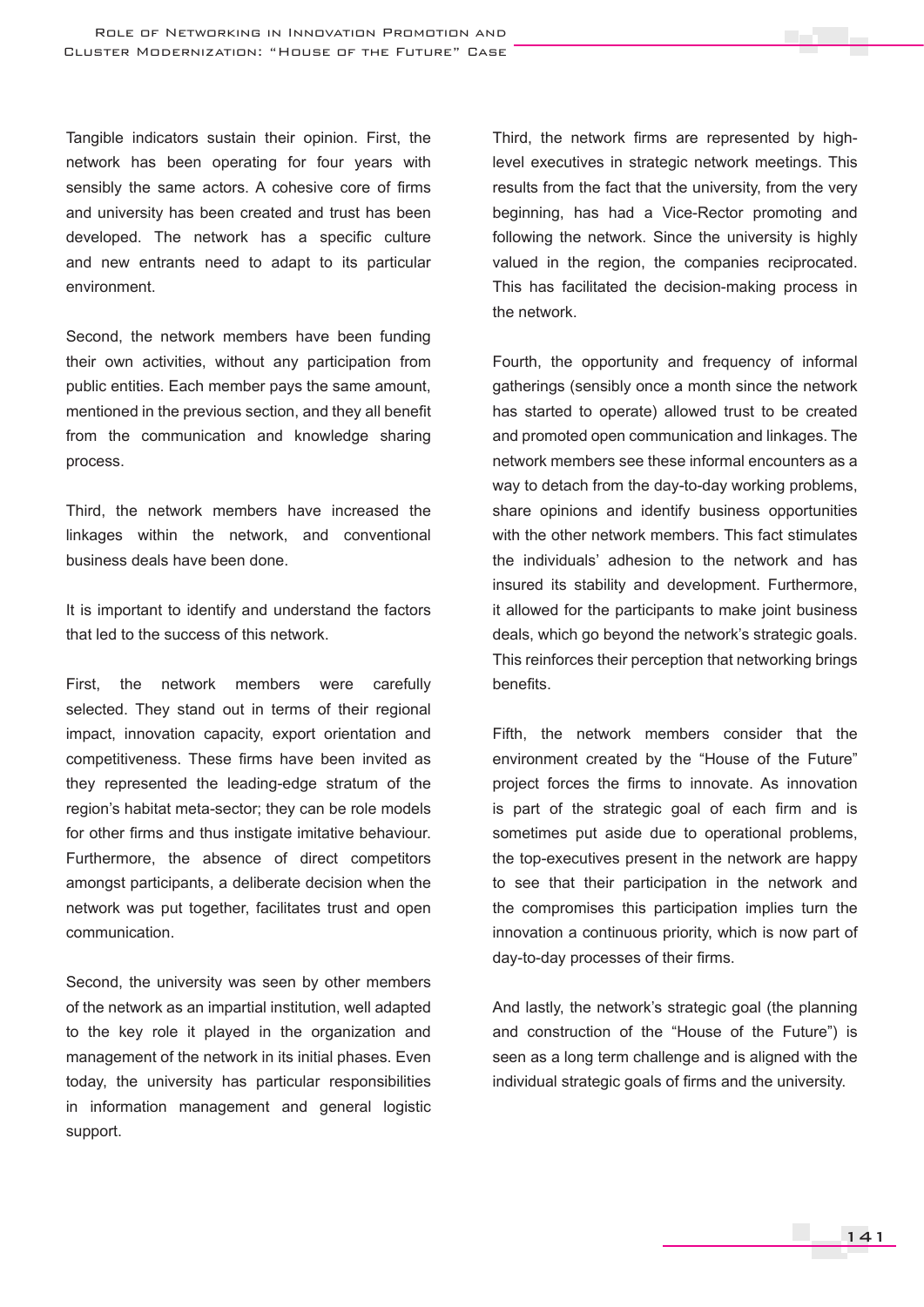Tangible indicators sustain their opinion. First, the network has been operating for four years with sensibly the same actors. A cohesive core of firms and university has been created and trust has been developed. The network has a specific culture and new entrants need to adapt to its particular environment.

Second, the network members have been funding their own activities, without any participation from public entities. Each member pays the same amount, mentioned in the previous section, and they all benefit from the communication and knowledge sharing process.

Third, the network members have increased the linkages within the network, and conventional business deals have been done.

It is important to identify and understand the factors that led to the success of this network.

First, the network members were carefully selected. They stand out in terms of their regional impact, innovation capacity, export orientation and competitiveness. These firms have been invited as they represented the leading-edge stratum of the region's habitat meta-sector; they can be role models for other firms and thus instigate imitative behaviour. Furthermore, the absence of direct competitors amongst participants, a deliberate decision when the network was put together, facilitates trust and open communication.

Second, the university was seen by other members of the network as an impartial institution, well adapted to the key role it played in the organization and management of the network in its initial phases. Even today, the university has particular responsibilities in information management and general logistic support.

Third, the network firms are represented by high-level executives in strategic network meetings. This results from the fact that the university, from the very beginning, has had a Vice-Rector promoting and following the network. Since the university is highly valued in the region, the companies reciprocated. This has facilitated the decision-making process in the network.

Fourth, the opportunity and frequency of informal gatherings (sensibly once a month since the network has started to operate) allowed trust to be created and promoted open communication and linkages. The network members see these informal encounters as a way to detach from the day-to-day working problems, share opinions and identify business opportunities with the other network members. This fact stimulates the individuals' adhesion to the network and has insured its stability and development. Furthermore, it allowed for the participants to make joint business deals, which go beyond the network's strategic goals. This reinforces their perception that networking brings benefits.

Fifth, the network members consider that the environment created by the "House of the Future" project forces the firms to innovate. As innovation is part of the strategic goal of each firm and is sometimes put aside due to operational problems, the top-executives present in the network are happy to see that their participation in the network and the compromises this participation implies turn the innovation a continuous priority, which is now part of day-to-day processes of their firms.

And lastly, the network's strategic goal (the planning and construction of the "House of the Future") is seen as a long term challenge and is aligned with the individual strategic goals of firms and the university.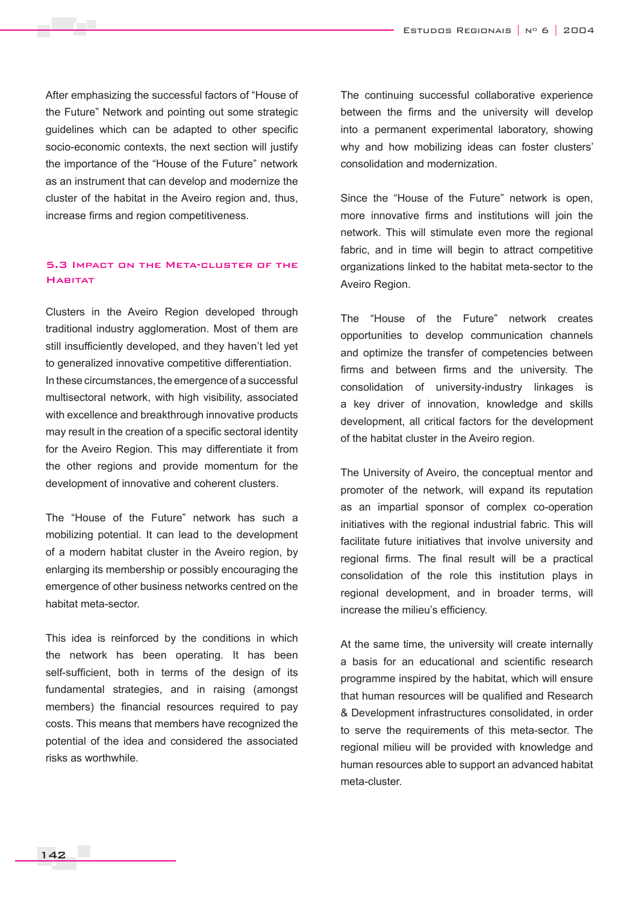After emphasizing the successful factors of "House of the Future" Network and pointing out some strategic guidelines which can be adapted to other specific socio-economic contexts, the next section will justify the importance of the "House of the Future" network as an instrument that can develop and modernize the cluster of the habitat in the Aveiro region and, thus, increase firms and region competitiveness.

### 5.3 Impact on the Meta-cluster of the Habitat

Clusters in the Aveiro Region developed through traditional industry agglomeration. Most of them are still insufficiently developed, and they haven't led yet to generalized innovative competitive differentiation. In these circumstances, the emergence of a successful multisectoral network, with high visibility, associated with excellence and breakthrough innovative products may result in the creation of a specific sectoral identity for the Aveiro Region. This may differentiate it from the other regions and provide momentum for the development of innovative and coherent clusters.

The "House of the Future" network has such a mobilizing potential. It can lead to the development of a modern habitat cluster in the Aveiro region, by enlarging its membership or possibly encouraging the emergence of other business networks centred on the habitat meta-sector.

This idea is reinforced by the conditions in which the network has been operating. It has been self-sufficient, both in terms of the design of its fundamental strategies, and in raising (amongst members) the financial resources required to pay costs. This means that members have recognized the potential of the idea and considered the associated risks as worthwhile.

The continuing successful collaborative experience between the firms and the university will develop into a permanent experimental laboratory, showing why and how mobilizing ideas can foster clusters' consolidation and modernization.

Since the "House of the Future" network is open, more innovative firms and institutions will join the network. This will stimulate even more the regional fabric, and in time will begin to attract competitive organizations linked to the habitat meta-sector to the Aveiro Region.

The "House of the Future" network creates opportunities to develop communication channels and optimize the transfer of competencies between firms and between firms and the university. The consolidation of university-industry linkages is a key driver of innovation, knowledge and skills development, all critical factors for the development of the habitat cluster in the Aveiro region.

The University of Aveiro, the conceptual mentor and promoter of the network, will expand its reputation as an impartial sponsor of complex co-operation initiatives with the regional industrial fabric. This will facilitate future initiatives that involve university and regional firms. The final result will be a practical consolidation of the role this institution plays in regional development, and in broader terms, will increase the milieu's efficiency.

At the same time, the university will create internally a basis for an educational and scientific research programme inspired by the habitat, which will ensure that human resources will be qualified and Research & Development infrastructures consolidated, in order to serve the requirements of this meta-sector. The regional milieu will be provided with knowledge and human resources able to support an advanced habitat meta-cluster.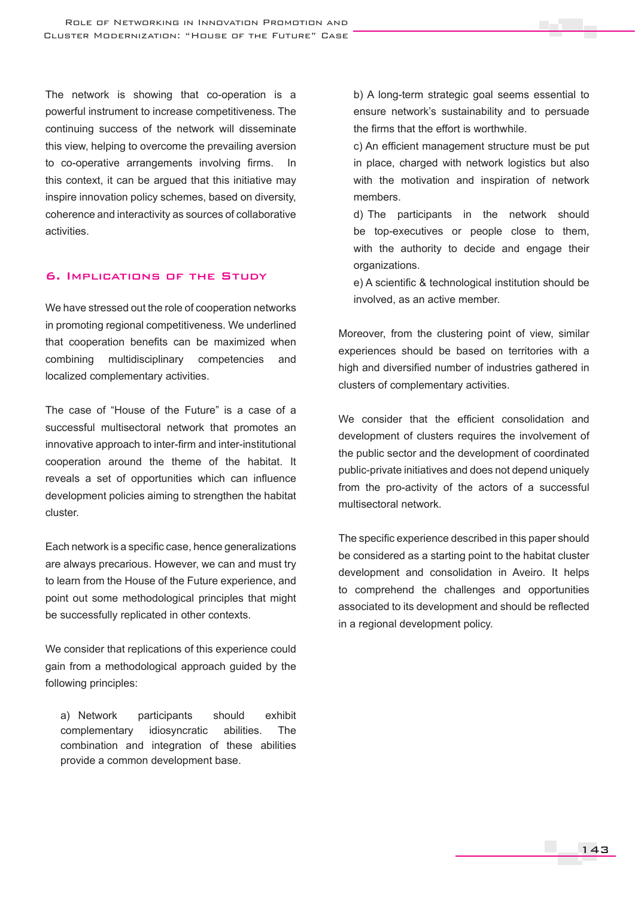The network is showing that co-operation is a powerful instrument to increase competitiveness. The continuing success of the network will disseminate this view, helping to overcome the prevailing aversion to co-operative arrangements involving firms. In this context, it can be argued that this initiative may inspire innovation policy schemes, based on diversity, coherence and interactivity as sources of collaborative activities.

## 6. Implications of the Study

We have stressed out the role of cooperation networks in promoting regional competitiveness. We underlined that cooperation benefits can be maximized when combining multidisciplinary competencies and localized complementary activities.

The case of "House of the Future" is a case of a successful multisectoral network that promotes an innovative approach to inter-firm and inter-institutional cooperation around the theme of the habitat. It reveals a set of opportunities which can influence development policies aiming to strengthen the habitat cluster.

Each network is a specific case, hence generalizations are always precarious. However, we can and must try to learn from the House of the Future experience, and point out some methodological principles that might be successfully replicated in other contexts.

We consider that replications of this experience could gain from a methodological approach guided by the following principles:

a) Network participants should exhibit complementary idiosyncratic abilities. The combination and integration of these abilities provide a common development base.

b) A long-term strategic goal seems essential to ensure network's sustainability and to persuade the firms that the effort is worthwhile.

c) An efficient management structure must be put in place, charged with network logistics but also with the motivation and inspiration of network members.

d) The participants in the network should be top-executives or people close to them, with the authority to decide and engage their organizations.

e) A scientific & technological institution should be involved, as an active member.

Moreover, from the clustering point of view, similar experiences should be based on territories with a high and diversified number of industries gathered in clusters of complementary activities.

We consider that the efficient consolidation and development of clusters requires the involvement of the public sector and the development of coordinated public-private initiatives and does not depend uniquely from the pro-activity of the actors of a successful multisectoral network.

The specific experience described in this paper should be considered as a starting point to the habitat cluster development and consolidation in Aveiro. It helps to comprehend the challenges and opportunities associated to its development and should be reflected in a regional development policy.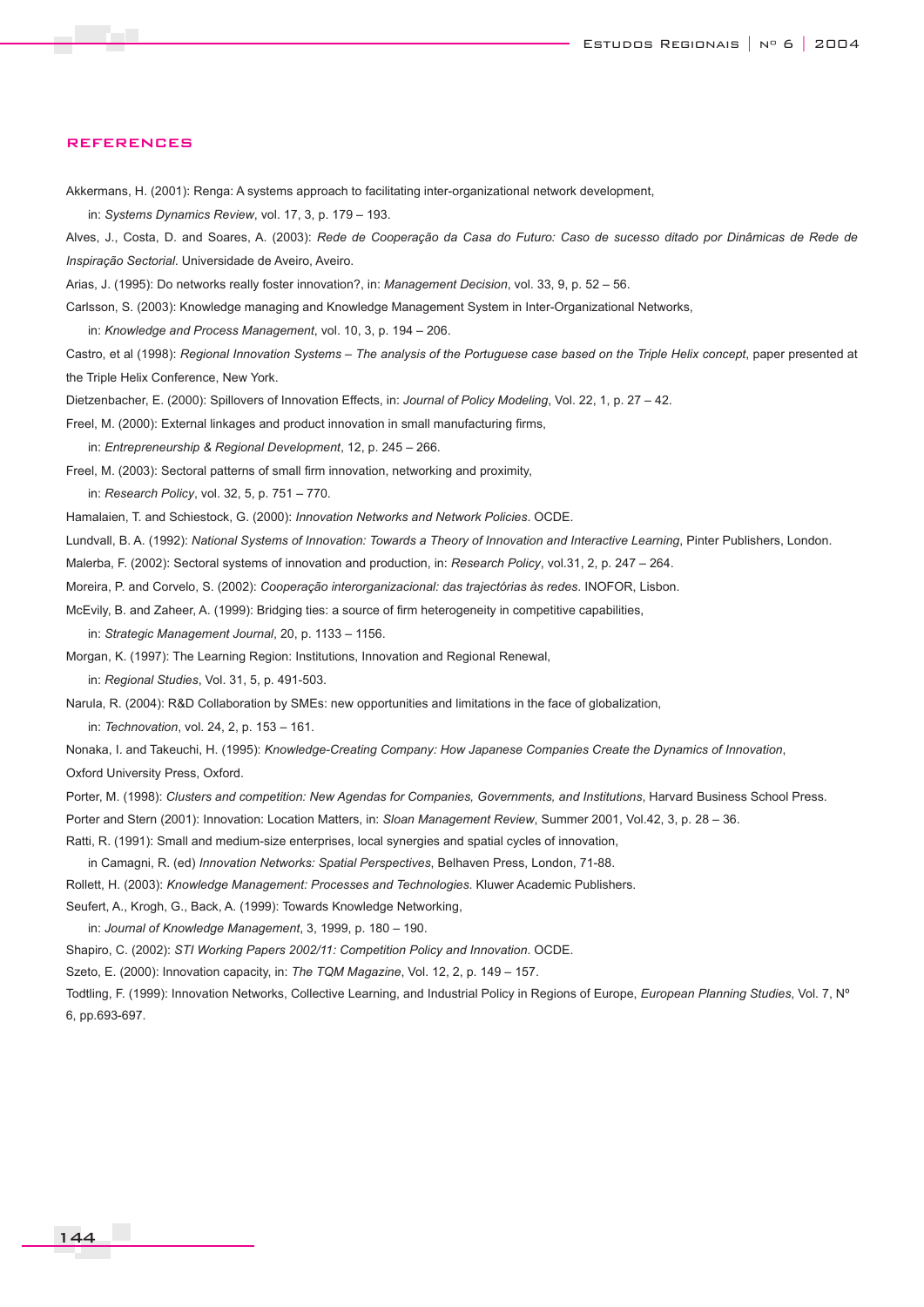## REFERENCES

Akkermans, H. (2001): Renga: A systems approach to facilitating inter-organizational network development, in: *Systems Dynamics Review*, vol. 17, 3, p. 179 – 193.

Alves, J., Costa, D. and Soares, A. (2003): *Rede de Cooperação da Casa do Futuro: Caso de sucesso ditado por Dinâmicas de Rede de Inspiração Sectorial*. Universidade de Aveiro, Aveiro.

Arias, J. (1995): Do networks really foster innovation?, in: *Management Decision*, vol. 33, 9, p. 52 – 56.

Carlsson, S. (2003): Knowledge managing and Knowledge Management System in Inter-Organizational Networks, in: *Knowledge and Process Management*, vol. 10, 3, p. 194 – 206.

Castro, et al (1998): *Regional Innovation Systems – The analysis of the Portuguese case based on the Triple Helix concept*, paper presented at the Triple Helix Conference, New York.

Dietzenbacher, E. (2000): Spillovers of Innovation Effects, in: *Journal of Policy Modeling*, Vol. 22, 1, p. 27 – 42.

Freel, M. (2000): External linkages and product innovation in small manufacturing firms, in: *Entrepreneurship & Regional Development*, 12, p. 245 – 266.

Freel, M. (2003): Sectoral patterns of small firm innovation, networking and proximity, in: *Research Policy*, vol. 32, 5, p. 751 – 770.

Hamalaien, T. and Schiestock, G. (2000): *Innovation Networks and Network Policies*. OCDE.

Lundvall, B. A. (1992): *National Systems of Innovation: Towards a Theory of Innovation and Interactive Learning*, Pinter Publishers, London.

Malerba, F. (2002): Sectoral systems of innovation and production, in: *Research Policy*, vol.31, 2, p. 247 – 264.

Moreira, P. and Corvelo, S. (2002): *Cooperação interorganizacional: das trajectórias às redes*. INOFOR, Lisbon.

McEvily, B. and Zaheer, A. (1999): Bridging ties: a source of firm heterogeneity in competitive capabilities, in: *Strategic Management Journal*, 20, p. 1133 – 1156.

Morgan, K. (1997): The Learning Region: Institutions, Innovation and Regional Renewal, in: *Regional Studies*, Vol. 31, 5, p. 491-503.

Narula, R. (2004): R&D Collaboration by SMEs: new opportunities and limitations in the face of globalization, in: *Technovation*, vol. 24, 2, p. 153 – 161.

Nonaka, I. and Takeuchi, H. (1995): *Knowledge-Creating Company: How Japanese Companies Create the Dynamics of Innovation*, Oxford University Press, Oxford.

Porter, M. (1998): *Clusters and competition: New Agendas for Companies, Governments, and Institutions*, Harvard Business School Press.

Porter and Stern (2001): Innovation: Location Matters, in: *Sloan Management Review*, Summer 2001, Vol.42, 3, p. 28 – 36.

Ratti, R. (1991): Small and medium-size enterprises, local synergies and spatial cycles of innovation, in Camagni, R. (ed) *Innovation Networks: Spatial Perspectives*, Belhaven Press, London, 71-88.

Rollett, H. (2003): *Knowledge Management: Processes and Technologies*. Kluwer Academic Publishers.

Seufert, A., Krogh, G., Back, A. (1999): Towards Knowledge Networking, in: *Journal of Knowledge Management*, 3, 1999, p. 180 – 190.

Shapiro, C. (2002): *STI Working Papers 2002/11: Competition Policy and Innovation*. OCDE.

Szeto, E. (2000): Innovation capacity, in: *The TQM Magazine*, Vol. 12, 2, p. 149 – 157.

Todtling, F. (1999): Innovation Networks, Collective Learning, and Industrial Policy in Regions of Europe, *European Planning Studies*, Vol. 7, Nº 6, pp.693-697.